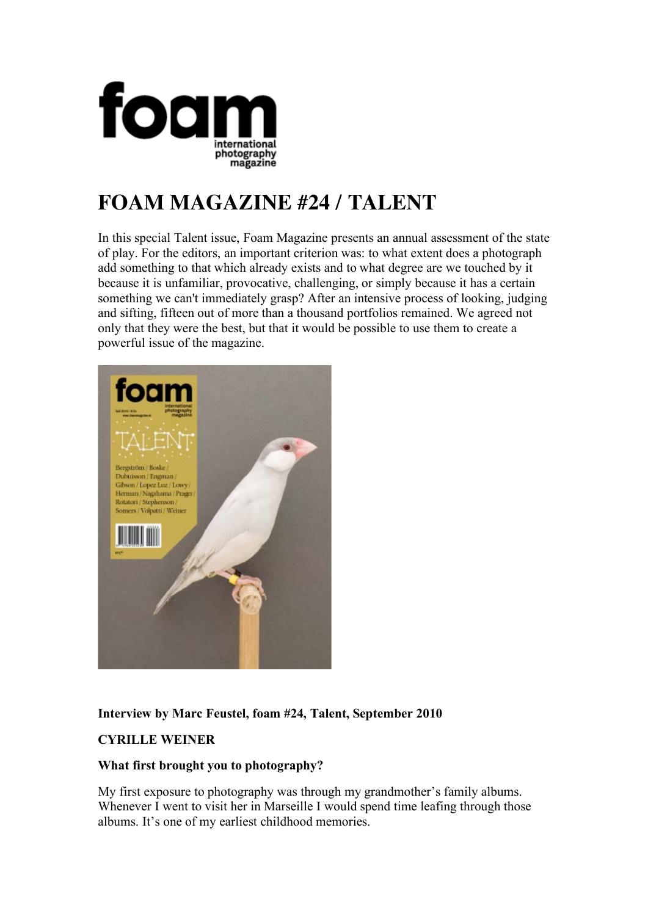# FOAM MAGAZINE #24 / TALENT

In this special Talent issue, Foam Magazine presents an annual assessment of the state of play. For the editors, an important criterion was: to what extent does a photograph add something to that which already exists and to what degree are we touched by it because it is unfamiliar, provocative, challenging, or simply because it has a certain something we can't immediately grasp? After an intensive process of looking, judging and sifting, fifteen out of more than a thousand portfolios remained. We agreed not only that they were the best, but that it would be possible to use them to create a powerful issue of the magazine.

**Interview by Marc Feustel, foam #24, Talent, September 2010**

**CYRILLE WEINER**

**What first brought you to photography?**

My first exposure to photography was through my grandmother's family albums. Whenever I went to visit her in Marseille I would spend time leafing through those albums. It's one of my earliest childhood memories.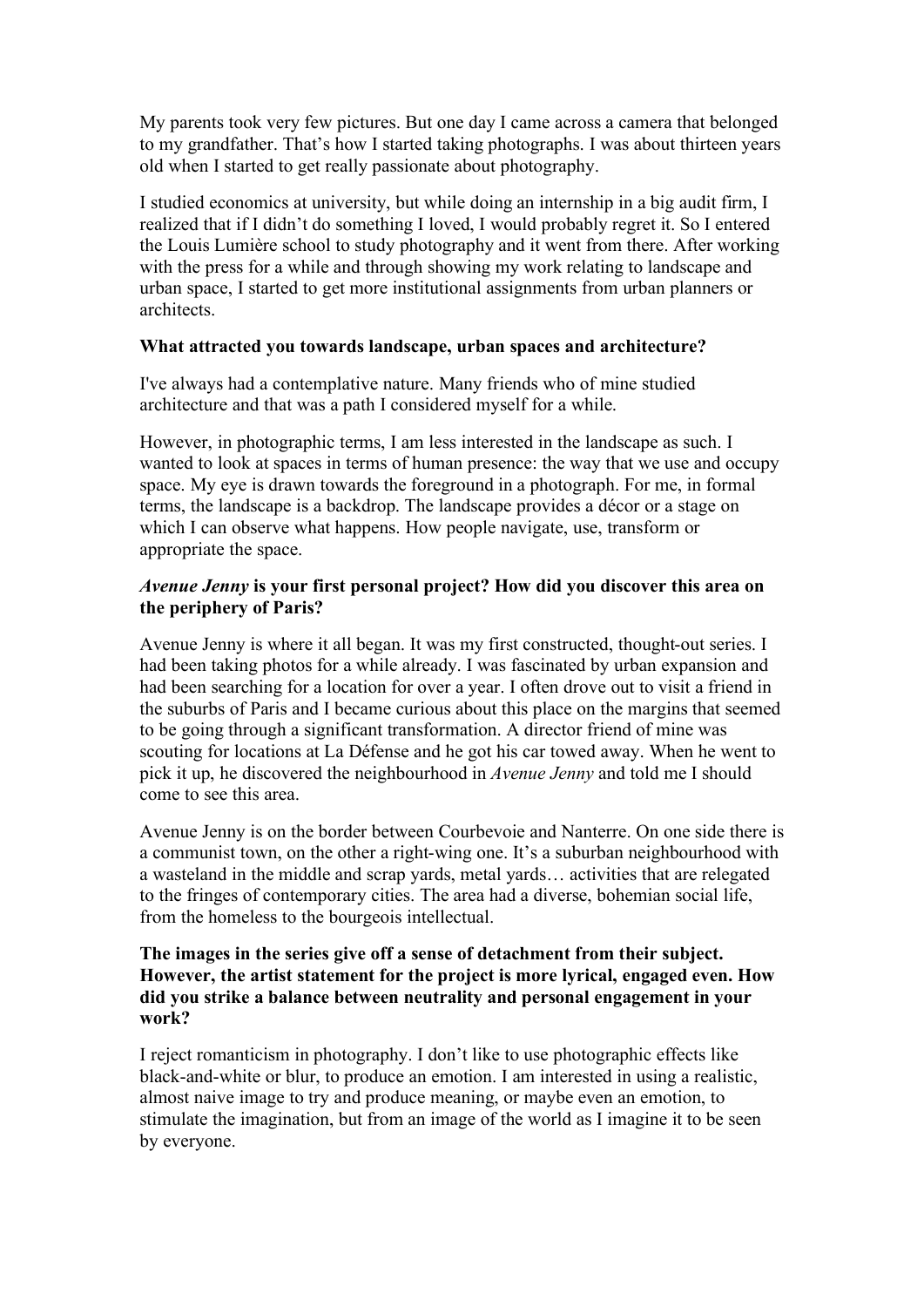My parents took very few pictures. But one day I came across a camera that belonged to my grandfather. That's how I started taking photographs. I was about thirteen years old when I started to get really passionate about photography.

I studied economics at university, but while doing an internship in a big audit firm, I realized that if I didn't do something I loved, I would probably regret it. So I entered the Louis Lumière school to study photography and it went from there. After working with the press for a while and through showing my work relating to landscape and urban space, I started to get more institutional assignments from urban planners or architects.

**What attracted you towards landscape, urban spaces and architecture?**

I've always had a contemplative nature. Many friends who of mine studied architecture and that was a path I considered myself for a while.

However, in photographic terms, I am less interested in the landscape as such. I wanted to look at spaces in terms of human presence: the way that we use and occupy space. My eye is drawn towards the foreground in a photograph. For me, in formal terms, the landscape is a backdrop. The landscape provides a décor or a stage on which I can observe what happens. How people navigate, use, transform or appropriate the space.

***Avenue Jenny* is your first personal project? How did you discover this area on the periphery of Paris?**

Avenue Jenny is where it all began. It was my first constructed, thought-out series. I had been taking photos for a while already. I was fascinated by urban expansion and had been searching for a location for over a year. I often drove out to visit a friend in the suburbs of Paris and I became curious about this place on the margins that seemed to be going through a significant transformation. A director friend of mine was scouting for locations at La Défense and he got his car towed away. When he went to pick it up, he discovered the neighbourhood in *Avenue Jenny* and told me I should come to see this area.

Avenue Jenny is on the border between Courbevoie and Nanterre. On one side there is a communist town, on the other a right-wing one. It's a suburban neighbourhood with a wasteland in the middle and scrap yards, metal yards… activities that are relegated to the fringes of contemporary cities. The area had a diverse, bohemian social life, from the homeless to the bourgeois intellectual.

**The images in the series give off a sense of detachment from their subject. However, the artist statement for the project is more lyrical, engaged even. How did you strike a balance between neutrality and personal engagement in your work?**

I reject romanticism in photography. I don't like to use photographic effects like black-and-white or blur, to produce an emotion. I am interested in using a realistic, almost naive image to try and produce meaning, or maybe even an emotion, to stimulate the imagination, but from an image of the world as I imagine it to be seen by everyone.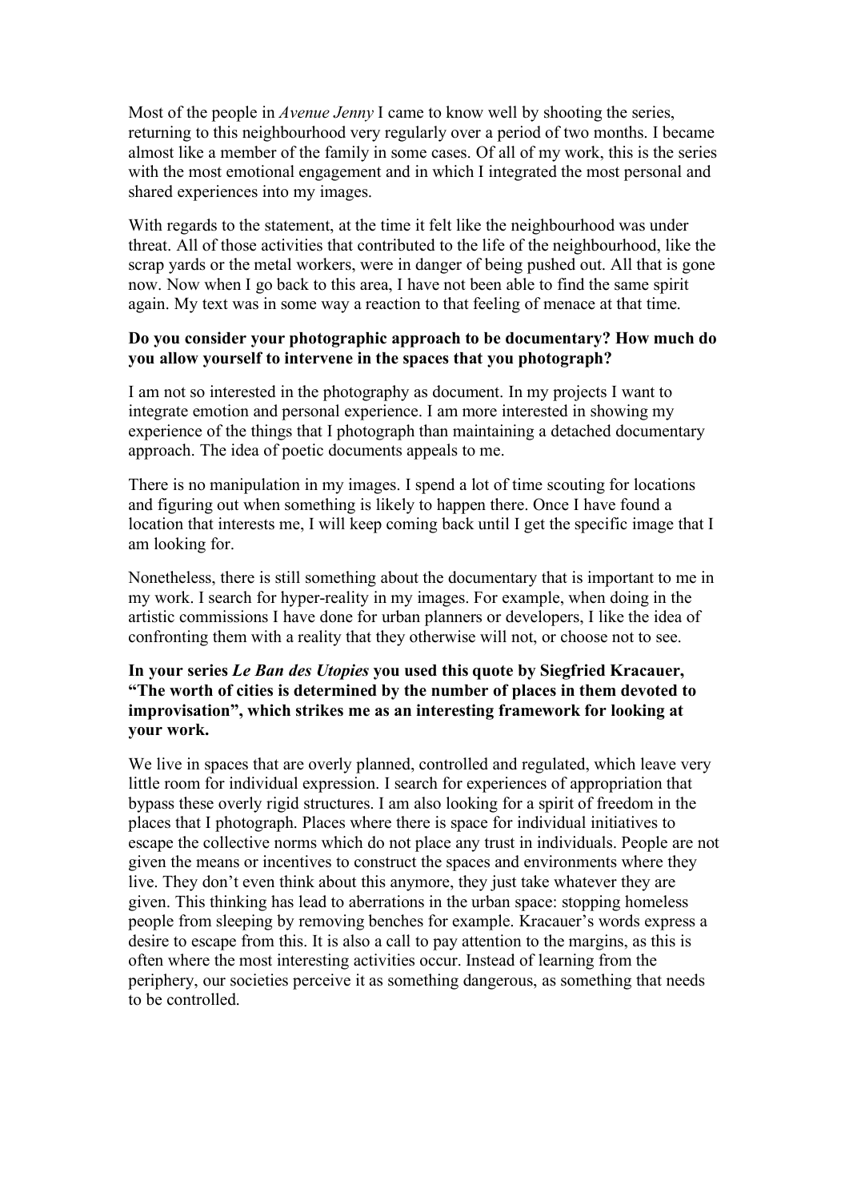Most of the people in *Avenue Jenny* I came to know well by shooting the series, returning to this neighbourhood very regularly over a period of two months. I became almost like a member of the family in some cases. Of all of my work, this is the series with the most emotional engagement and in which I integrated the most personal and shared experiences into my images.

With regards to the statement, at the time it felt like the neighbourhood was under threat. All of those activities that contributed to the life of the neighbourhood, like the scrap yards or the metal workers, were in danger of being pushed out. All that is gone now. Now when I go back to this area, I have not been able to find the same spirit again. My text was in some way a reaction to that feeling of menace at that time.

**Do you consider your photographic approach to be documentary? How much do you allow yourself to intervene in the spaces that you photograph?**

I am not so interested in the photography as document. In my projects I want to integrate emotion and personal experience. I am more interested in showing my experience of the things that I photograph than maintaining a detached documentary approach. The idea of poetic documents appeals to me.

There is no manipulation in my images. I spend a lot of time scouting for locations and figuring out when something is likely to happen there. Once I have found a location that interests me, I will keep coming back until I get the specific image that I am looking for.

Nonetheless, there is still something about the documentary that is important to me in my work. I search for hyper-reality in my images. For example, when doing in the artistic commissions I have done for urban planners or developers, I like the idea of confronting them with a reality that they otherwise will not, or choose not to see.

**In your series *Le Ban des Utopies* you used this quote by Siegfried Kracauer, "The worth of cities is determined by the number of places in them devoted to improvisation", which strikes me as an interesting framework for looking at your work.**

We live in spaces that are overly planned, controlled and regulated, which leave very little room for individual expression. I search for experiences of appropriation that bypass these overly rigid structures. I am also looking for a spirit of freedom in the places that I photograph. Places where there is space for individual initiatives to escape the collective norms which do not place any trust in individuals. People are not given the means or incentives to construct the spaces and environments where they live. They don't even think about this anymore, they just take whatever they are given. This thinking has lead to aberrations in the urban space: stopping homeless people from sleeping by removing benches for example. Kracauer's words express a desire to escape from this. It is also a call to pay attention to the margins, as this is often where the most interesting activities occur. Instead of learning from the periphery, our societies perceive it as something dangerous, as something that needs to be controlled.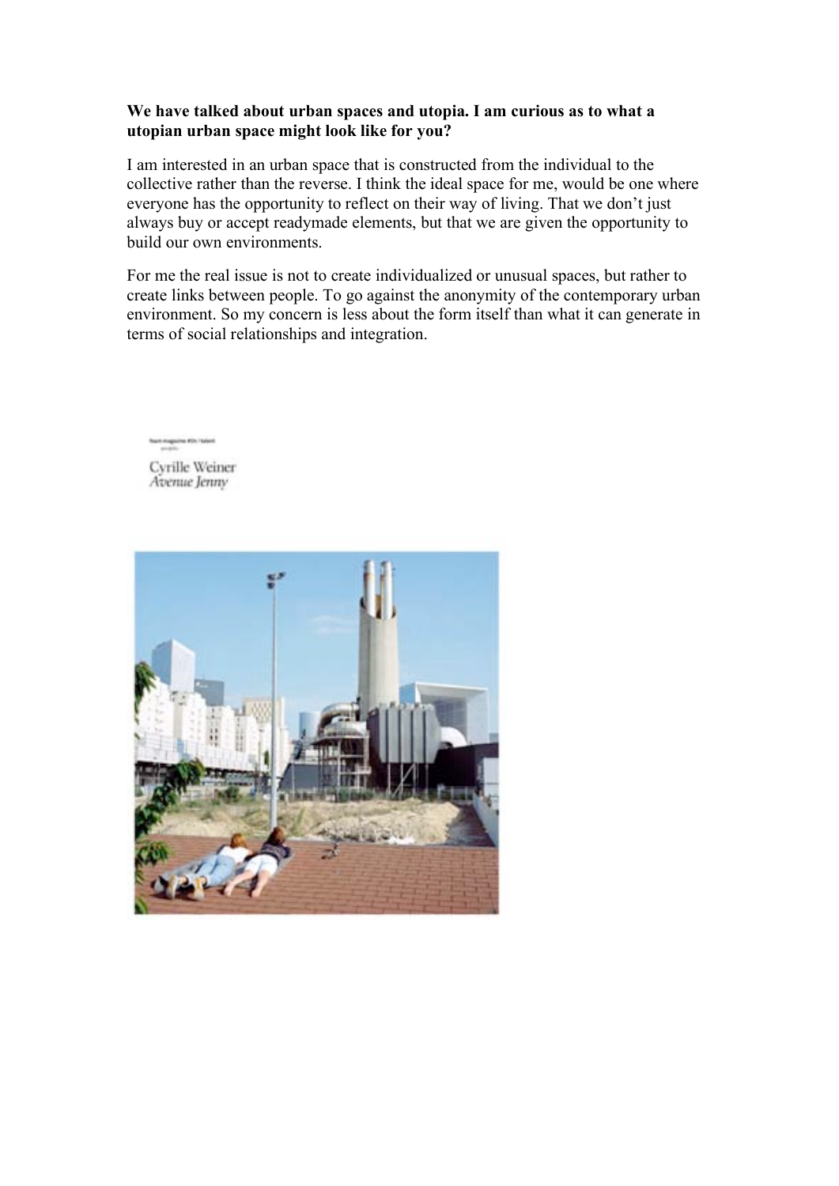**We have talked about urban spaces and utopia. I am curious as to what a utopian urban space might look like for you?**

I am interested in an urban space that is constructed from the individual to the collective rather than the reverse. I think the ideal space for me, would be one where everyone has the opportunity to reflect on their way of living. That we don't just always buy or accept readymade elements, but that we are given the opportunity to build our own environments.

For me the real issue is not to create individualized or unusual spaces, but rather to create links between people. To go against the anonymity of the contemporary urban environment. So my concern is less about the form itself than what it can generate in terms of social relationships and integration.

Cyrille Weiner
*Avenue Jenny*